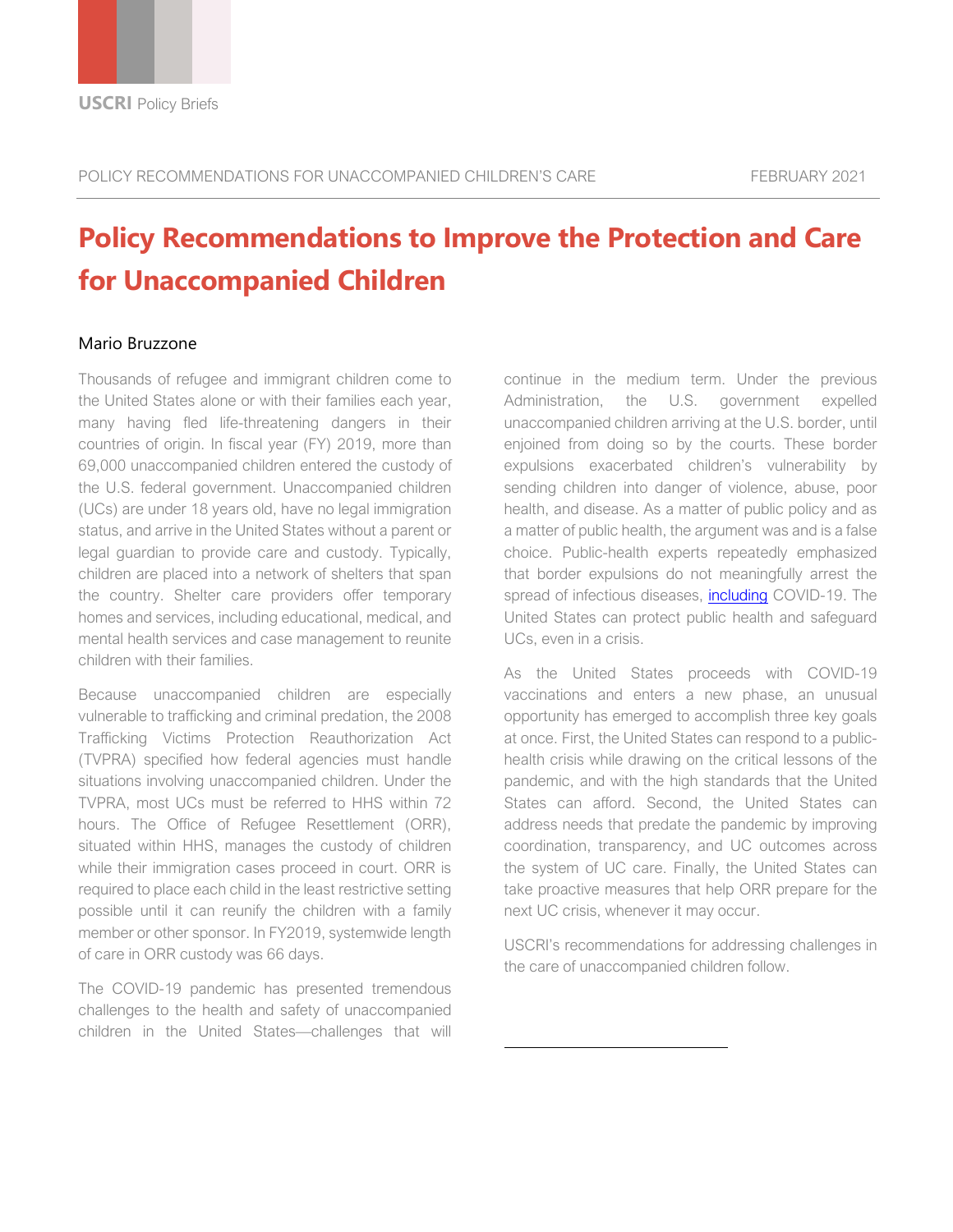USCRI Policy Briefs

POLICY RECOMMENDATIONS FOR UNACCOMPANIED CHILDREN'S CARE — FEBRUARY 2021

# Policy Recommendations to Improve the Protection and Care for Unaccompanied Children

Mario Bruzzone

Thousands of refugee and immigrant children come to the United States alone or with their families each year, many having fled life-threatening dangers in their countries of origin. In fiscal year (FY) 2019, more than 69,000 unaccompanied children entered the custody of the U.S. federal government. Unaccompanied children (UCs) are under 18 years old, have no legal immigration status, and arrive in the United States without a parent or legal guardian to provide care and custody. Typically, children are placed into a network of shelters that span the country. Shelter care providers offer temporary homes and services, including educational, medical, and mental health services and case management to reunite children with their families.

Because unaccompanied children are especially vulnerable to trafficking and criminal predation, the 2008 Trafficking Victims Protection Reauthorization Act (TVPRA) specified how federal agencies must handle situations involving unaccompanied children. Under the TVPRA, most UCs must be referred to HHS within 72 hours. The Office of Refugee Resettlement (ORR), situated within HHS, manages the custody of children while their immigration cases proceed in court. ORR is required to place each child in the least restrictive setting possible until it can reunify the children with a family member or other sponsor. In FY2019, systemwide length of care in ORR custody was 66 days.

The COVID-19 pandemic has presented tremendous challenges to the health and safety of unaccompanied children in the United States—challenges that will continue in the medium term. Under the previous Administration, the U.S. government expelled unaccompanied children arriving at the U.S. border, until enjoined from doing so by the courts. These border expulsions exacerbated children's vulnerability by sending children into danger of violence, abuse, poor health, and disease. As a matter of public policy and as a matter of public health, the argument was and is a false choice. Public-health experts repeatedly emphasized that border expulsions do not meaningfully arrest the spread of infectious diseases, including COVID-19. The United States can protect public health and safeguard UCs, even in a crisis.

As the United States proceeds with COVID-19 vaccinations and enters a new phase, an unusual opportunity has emerged to accomplish three key goals at once. First, the United States can respond to a public-health crisis while drawing on the critical lessons of the pandemic, and with the high standards that the United States can afford. Second, the United States can address needs that predate the pandemic by improving coordination, transparency, and UC outcomes across the system of UC care. Finally, the United States can take proactive measures that help ORR prepare for the next UC crisis, whenever it may occur.

USCRI's recommendations for addressing challenges in the care of unaccompanied children follow.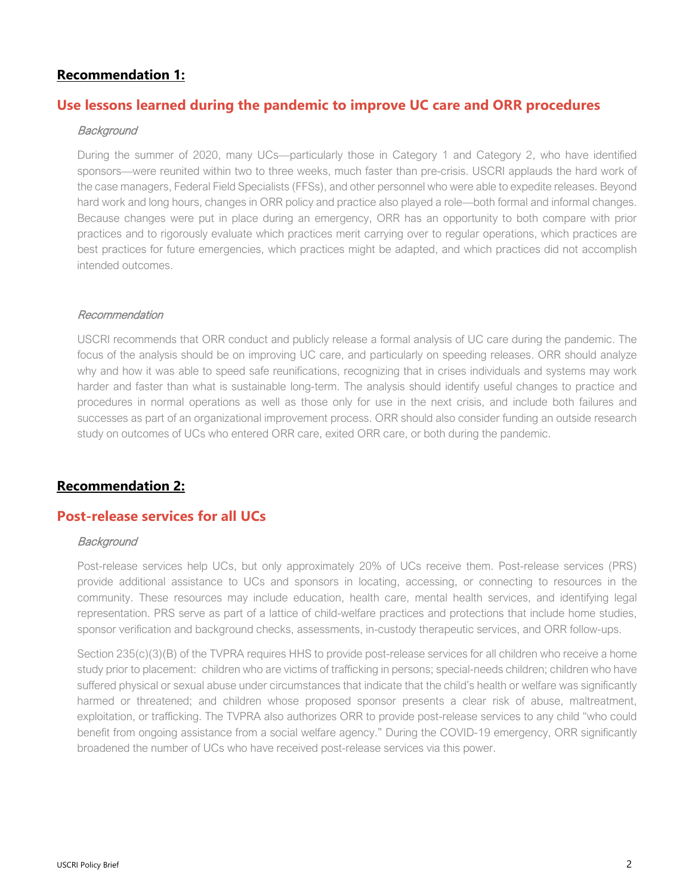## Recommendation 1:

## Use lessons learned during the pandemic to improve UC care and ORR procedures

### *Background*

During the summer of 2020, many UCs—particularly those in Category 1 and Category 2, who have identified sponsors—were reunited within two to three weeks, much faster than pre-crisis. USCRI applauds the hard work of the case managers, Federal Field Specialists (FFSs), and other personnel who were able to expedite releases. Beyond hard work and long hours, changes in ORR policy and practice also played a role—both formal and informal changes. Because changes were put in place during an emergency, ORR has an opportunity to both compare with prior practices and to rigorously evaluate which practices merit carrying over to regular operations, which practices are best practices for future emergencies, which practices might be adapted, and which practices did not accomplish intended outcomes.

### *Recommendation*

USCRI recommends that ORR conduct and publicly release a formal analysis of UC care during the pandemic. The focus of the analysis should be on improving UC care, and particularly on speeding releases. ORR should analyze why and how it was able to speed safe reunifications, recognizing that in crises individuals and systems may work harder and faster than what is sustainable long-term. The analysis should identify useful changes to practice and procedures in normal operations as well as those only for use in the next crisis, and include both failures and successes as part of an organizational improvement process. ORR should also consider funding an outside research study on outcomes of UCs who entered ORR care, exited ORR care, or both during the pandemic.

## Recommendation 2:

## Post-release services for all UCs

### *Background*

Post-release services help UCs, but only approximately 20% of UCs receive them. Post-release services (PRS) provide additional assistance to UCs and sponsors in locating, accessing, or connecting to resources in the community. These resources may include education, health care, mental health services, and identifying legal representation. PRS serve as part of a lattice of child-welfare practices and protections that include home studies, sponsor verification and background checks, assessments, in-custody therapeutic services, and ORR follow-ups.

Section 235(c)(3)(B) of the TVPRA requires HHS to provide post-release services for all children who receive a home study prior to placement: children who are victims of trafficking in persons; special-needs children; children who have suffered physical or sexual abuse under circumstances that indicate that the child's health or welfare was significantly harmed or threatened; and children whose proposed sponsor presents a clear risk of abuse, maltreatment, exploitation, or trafficking. The TVPRA also authorizes ORR to provide post-release services to any child "who could benefit from ongoing assistance from a social welfare agency." During the COVID-19 emergency, ORR significantly broadened the number of UCs who have received post-release services via this power.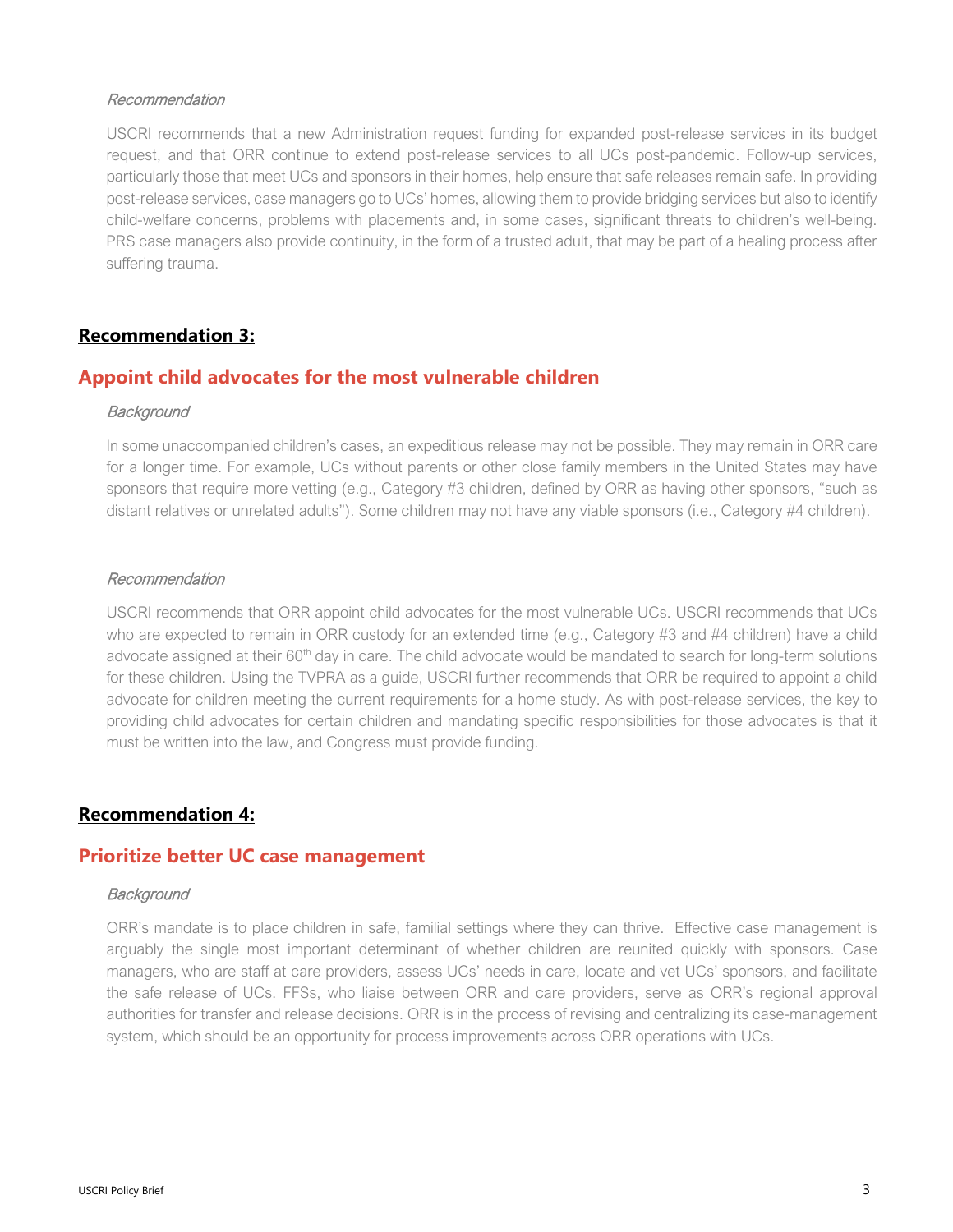*Recommendation*

USCRI recommends that a new Administration request funding for expanded post-release services in its budget request, and that ORR continue to extend post-release services to all UCs post-pandemic. Follow-up services, particularly those that meet UCs and sponsors in their homes, help ensure that safe releases remain safe. In providing post-release services, case managers go to UCs' homes, allowing them to provide bridging services but also to identify child-welfare concerns, problems with placements and, in some cases, significant threats to children's well-being. PRS case managers also provide continuity, in the form of a trusted adult, that may be part of a healing process after suffering trauma.

## Recommendation 3:

## Appoint child advocates for the most vulnerable children

*Background*

In some unaccompanied children's cases, an expeditious release may not be possible. They may remain in ORR care for a longer time. For example, UCs without parents or other close family members in the United States may have sponsors that require more vetting (e.g., Category #3 children, defined by ORR as having other sponsors, "such as distant relatives or unrelated adults"). Some children may not have any viable sponsors (i.e., Category #4 children).

*Recommendation*

USCRI recommends that ORR appoint child advocates for the most vulnerable UCs. USCRI recommends that UCs who are expected to remain in ORR custody for an extended time (e.g., Category #3 and #4 children) have a child advocate assigned at their 60th day in care. The child advocate would be mandated to search for long-term solutions for these children. Using the TVPRA as a guide, USCRI further recommends that ORR be required to appoint a child advocate for children meeting the current requirements for a home study. As with post-release services, the key to providing child advocates for certain children and mandating specific responsibilities for those advocates is that it must be written into the law, and Congress must provide funding.

## Recommendation 4:

## Prioritize better UC case management

*Background*

ORR's mandate is to place children in safe, familial settings where they can thrive. Effective case management is arguably the single most important determinant of whether children are reunited quickly with sponsors. Case managers, who are staff at care providers, assess UCs' needs in care, locate and vet UCs' sponsors, and facilitate the safe release of UCs. FFSs, who liaise between ORR and care providers, serve as ORR's regional approval authorities for transfer and release decisions. ORR is in the process of revising and centralizing its case-management system, which should be an opportunity for process improvements across ORR operations with UCs.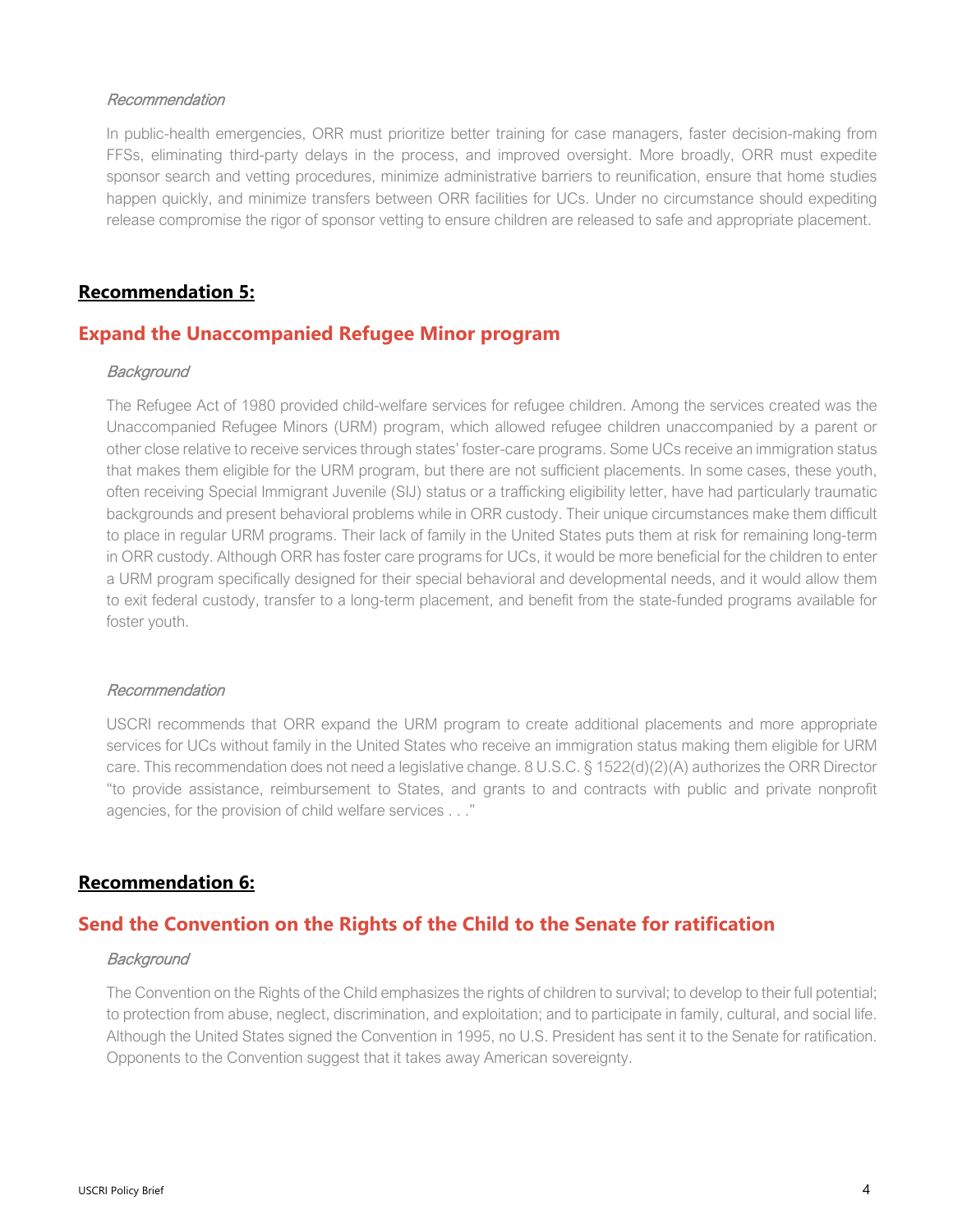*Recommendation*

In public-health emergencies, ORR must prioritize better training for case managers, faster decision-making from FFSs, eliminating third-party delays in the process, and improved oversight. More broadly, ORR must expedite sponsor search and vetting procedures, minimize administrative barriers to reunification, ensure that home studies happen quickly, and minimize transfers between ORR facilities for UCs. Under no circumstance should expediting release compromise the rigor of sponsor vetting to ensure children are released to safe and appropriate placement.

## Recommendation 5:

## Expand the Unaccompanied Refugee Minor program

*Background*

The Refugee Act of 1980 provided child-welfare services for refugee children. Among the services created was the Unaccompanied Refugee Minors (URM) program, which allowed refugee children unaccompanied by a parent or other close relative to receive services through states' foster-care programs. Some UCs receive an immigration status that makes them eligible for the URM program, but there are not sufficient placements. In some cases, these youth, often receiving Special Immigrant Juvenile (SIJ) status or a trafficking eligibility letter, have had particularly traumatic backgrounds and present behavioral problems while in ORR custody. Their unique circumstances make them difficult to place in regular URM programs. Their lack of family in the United States puts them at risk for remaining long-term in ORR custody. Although ORR has foster care programs for UCs, it would be more beneficial for the children to enter a URM program specifically designed for their special behavioral and developmental needs, and it would allow them to exit federal custody, transfer to a long-term placement, and benefit from the state-funded programs available for foster youth.

*Recommendation*

USCRI recommends that ORR expand the URM program to create additional placements and more appropriate services for UCs without family in the United States who receive an immigration status making them eligible for URM care. This recommendation does not need a legislative change. 8 U.S.C. § 1522(d)(2)(A) authorizes the ORR Director "to provide assistance, reimbursement to States, and grants to and contracts with public and private nonprofit agencies, for the provision of child welfare services . . ."

## Recommendation 6:

## Send the Convention on the Rights of the Child to the Senate for ratification

*Background*

The Convention on the Rights of the Child emphasizes the rights of children to survival; to develop to their full potential; to protection from abuse, neglect, discrimination, and exploitation; and to participate in family, cultural, and social life. Although the United States signed the Convention in 1995, no U.S. President has sent it to the Senate for ratification. Opponents to the Convention suggest that it takes away American sovereignty.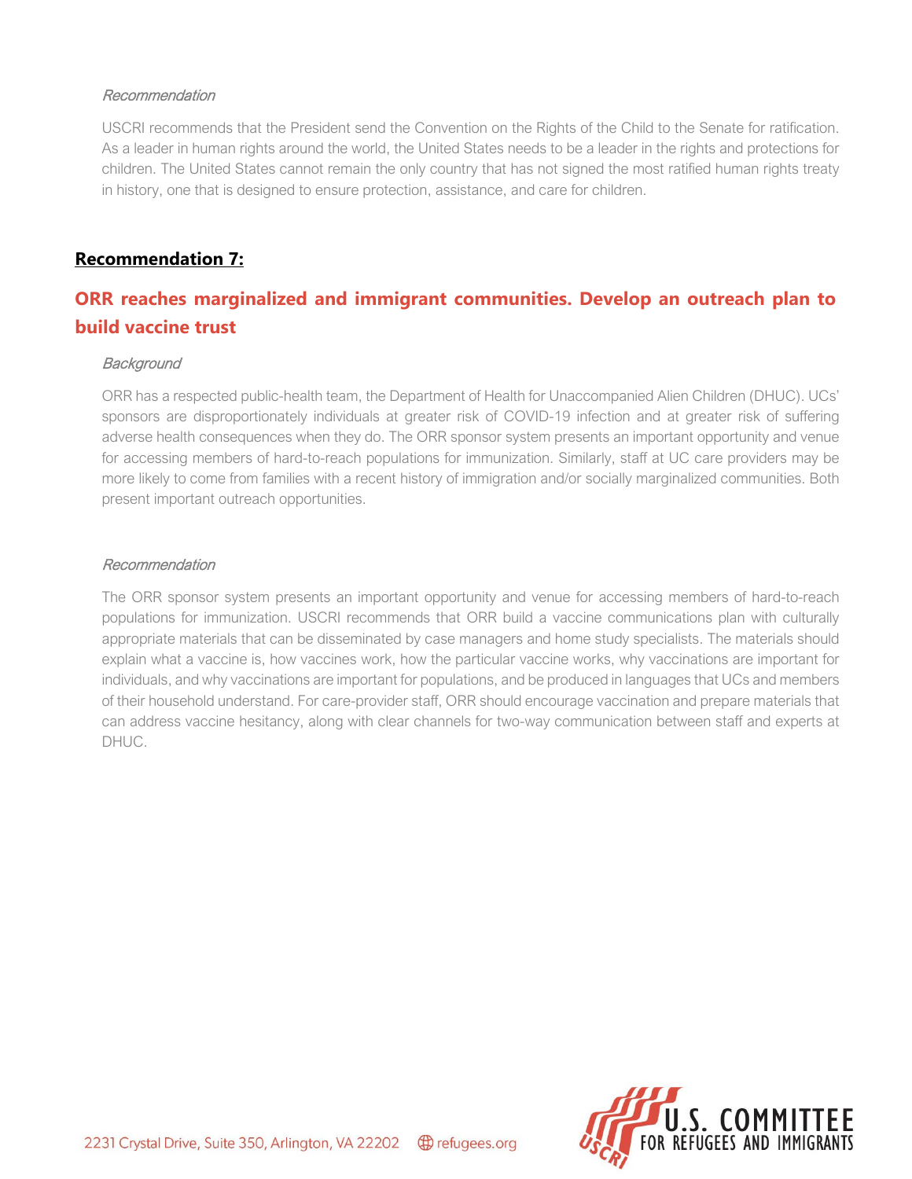*Recommendation*

USCRI recommends that the President send the Convention on the Rights of the Child to the Senate for ratification. As a leader in human rights around the world, the United States needs to be a leader in the rights and protections for children. The United States cannot remain the only country that has not signed the most ratified human rights treaty in history, one that is designed to ensure protection, assistance, and care for children.

## **Recommendation 7:**

## ORR reaches marginalized and immigrant communities. Develop an outreach plan to build vaccine trust

*Background*

ORR has a respected public-health team, the Department of Health for Unaccompanied Alien Children (DHUC). UCs' sponsors are disproportionately individuals at greater risk of COVID-19 infection and at greater risk of suffering adverse health consequences when they do. The ORR sponsor system presents an important opportunity and venue for accessing members of hard-to-reach populations for immunization. Similarly, staff at UC care providers may be more likely to come from families with a recent history of immigration and/or socially marginalized communities. Both present important outreach opportunities.

*Recommendation*

The ORR sponsor system presents an important opportunity and venue for accessing members of hard-to-reach populations for immunization. USCRI recommends that ORR build a vaccine communications plan with culturally appropriate materials that can be disseminated by case managers and home study specialists. The materials should explain what a vaccine is, how vaccines work, how the particular vaccine works, why vaccinations are important for individuals, and why vaccinations are important for populations, and be produced in languages that UCs and members of their household understand. For care-provider staff, ORR should encourage vaccination and prepare materials that can address vaccine hesitancy, along with clear channels for two-way communication between staff and experts at DHUC.